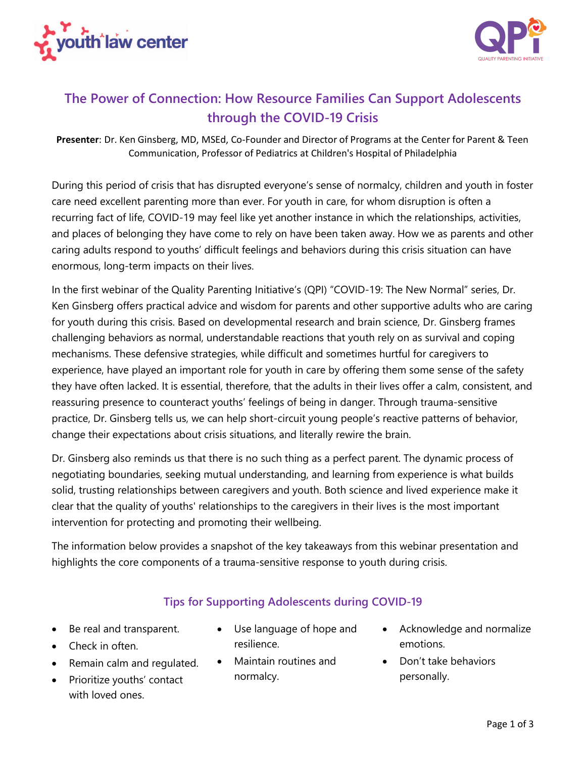# The Power of Connection: How Resource Families Can Support Adolescents through the COVID-19 Crisis

**Presenter**: Dr. Ken Ginsberg, MD, MSEd, Co-Founder and Director of Programs at the Center for Parent & Teen Communication, Professor of Pediatrics at Children's Hospital of Philadelphia

During this period of crisis that has disrupted everyone's sense of normalcy, children and youth in foster care need excellent parenting more than ever. For youth in care, for whom disruption is often a recurring fact of life, COVID-19 may feel like yet another instance in which the relationships, activities, and places of belonging they have come to rely on have been taken away. How we as parents and other caring adults respond to youths' difficult feelings and behaviors during this crisis situation can have enormous, long-term impacts on their lives.

In the first webinar of the Quality Parenting Initiative's (QPI) "COVID-19: The New Normal" series, Dr. Ken Ginsberg offers practical advice and wisdom for parents and other supportive adults who are caring for youth during this crisis. Based on developmental research and brain science, Dr. Ginsberg frames challenging behaviors as normal, understandable reactions that youth rely on as survival and coping mechanisms. These defensive strategies, while difficult and sometimes hurtful for caregivers to experience, have played an important role for youth in care by offering them some sense of the safety they have often lacked. It is essential, therefore, that the adults in their lives offer a calm, consistent, and reassuring presence to counteract youths' feelings of being in danger. Through trauma-sensitive practice, Dr. Ginsberg tells us, we can help short-circuit young people's reactive patterns of behavior, change their expectations about crisis situations, and literally rewire the brain.

Dr. Ginsberg also reminds us that there is no such thing as a perfect parent. The dynamic process of negotiating boundaries, seeking mutual understanding, and learning from experience is what builds solid, trusting relationships between caregivers and youth. Both science and lived experience make it clear that the quality of youths' relationships to the caregivers in their lives is the most important intervention for protecting and promoting their wellbeing.

The information below provides a snapshot of the key takeaways from this webinar presentation and highlights the core components of a trauma-sensitive response to youth during crisis.

## Tips for Supporting Adolescents during COVID-19

- Be real and transparent.
- Check in often.
- Remain calm and regulated.
- Prioritize youths' contact with loved ones.
- Use language of hope and resilience.
- Maintain routines and normalcy.
- Acknowledge and normalize emotions.
- Don't take behaviors personally.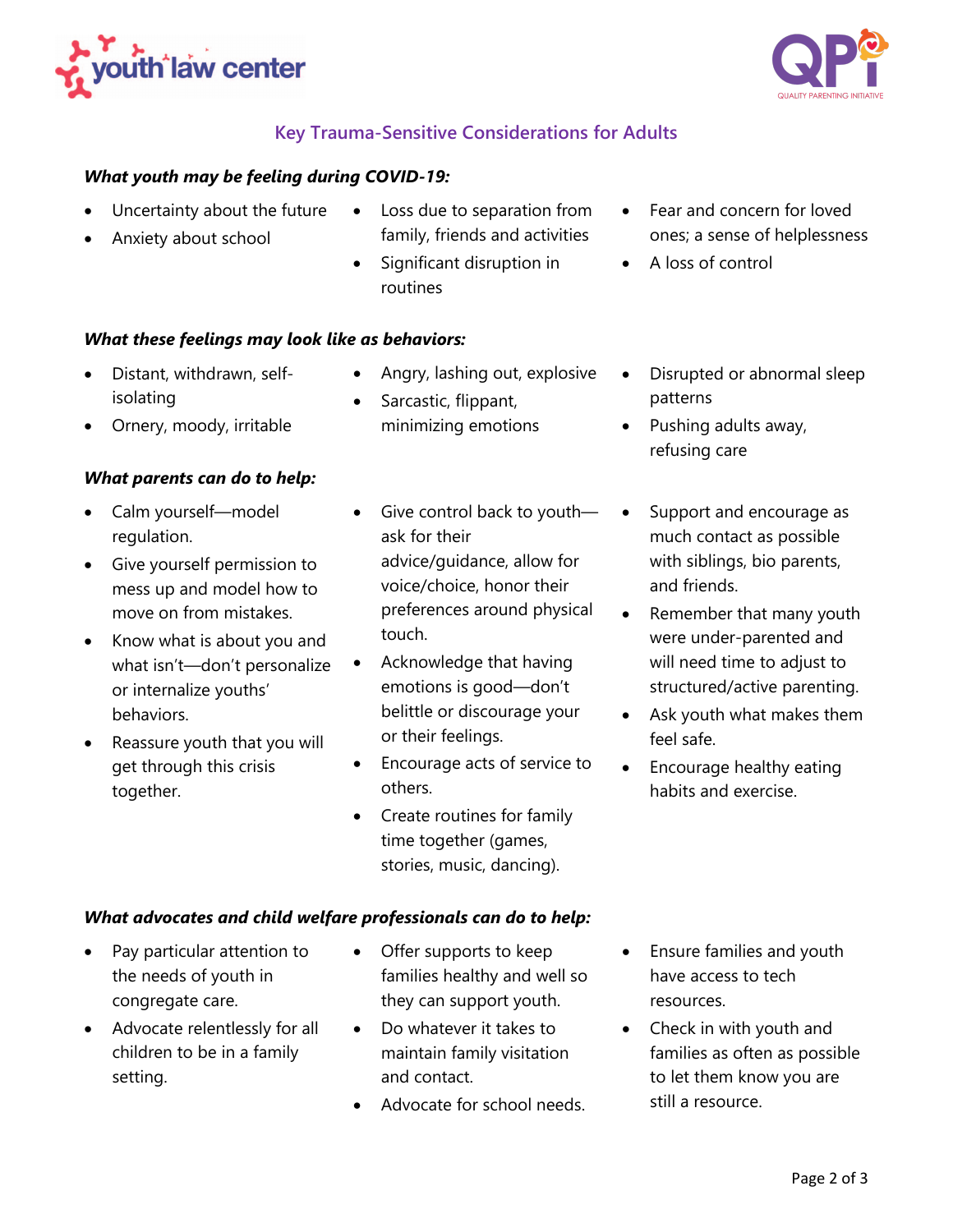## Key Trauma-Sensitive Considerations for Adults

***What youth may be feeling during COVID-19:***

- Uncertainty about the future
- Anxiety about school
- Loss due to separation from family, friends and activities
- Significant disruption in routines
- Fear and concern for loved ones; a sense of helplessness
- A loss of control

***What these feelings may look like as behaviors:***

- Distant, withdrawn, self-isolating
- Ornery, moody, irritable
- Angry, lashing out, explosive
- Sarcastic, flippant, minimizing emotions
- Disrupted or abnormal sleep patterns
- Pushing adults away, refusing care

***What parents can do to help:***

- Calm yourself—model regulation.
- Give yourself permission to mess up and model how to move on from mistakes.
- Know what is about you and what isn't—don't personalize or internalize youths' behaviors.
- Reassure youth that you will get through this crisis together.
- Give control back to youth—ask for their advice/guidance, allow for voice/choice, honor their preferences around physical touch.
- Acknowledge that having emotions is good—don't belittle or discourage your or their feelings.
- Encourage acts of service to others.
- Create routines for family time together (games, stories, music, dancing).
- Support and encourage as much contact as possible with siblings, bio parents, and friends.
- Remember that many youth were under-parented and will need time to adjust to structured/active parenting.
- Ask youth what makes them feel safe.
- Encourage healthy eating habits and exercise.

***What advocates and child welfare professionals can do to help:***

- Pay particular attention to the needs of youth in congregate care.
- Advocate relentlessly for all children to be in a family setting.
- Offer supports to keep families healthy and well so they can support youth.
- Do whatever it takes to maintain family visitation and contact.
- Advocate for school needs.
- Ensure families and youth have access to tech resources.
- Check in with youth and families as often as possible to let them know you are still a resource.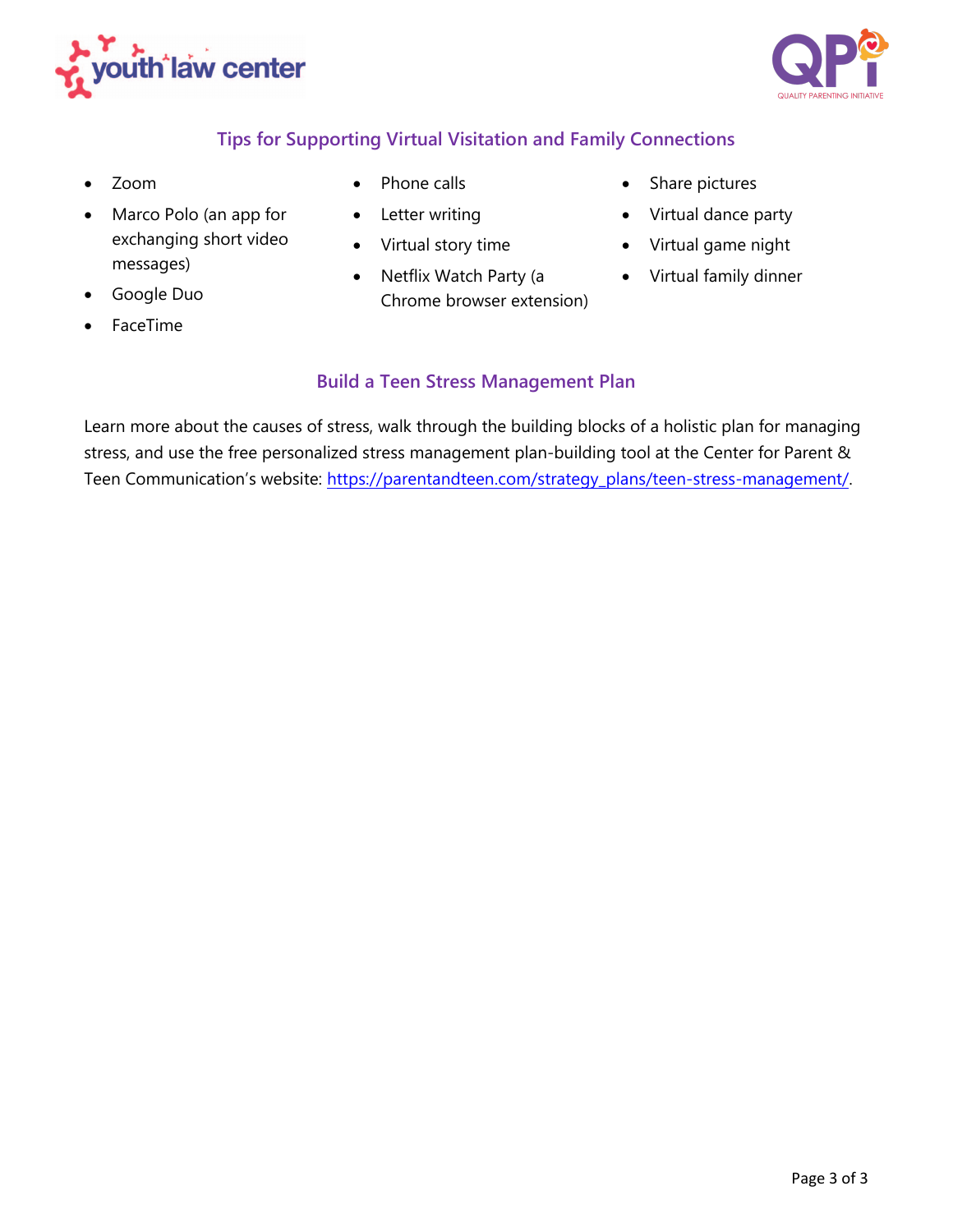## Tips for Supporting Virtual Visitation and Family Connections

- Zoom
- Marco Polo (an app for exchanging short video messages)
- Google Duo
- FaceTime
- Phone calls
- Letter writing
- Virtual story time
- Netflix Watch Party (a Chrome browser extension)
- Share pictures
- Virtual dance party
- Virtual game night
- Virtual family dinner

## Build a Teen Stress Management Plan

Learn more about the causes of stress, walk through the building blocks of a holistic plan for managing stress, and use the free personalized stress management plan-building tool at the Center for Parent & Teen Communication's website: [https://parentandteen.com/strategy_plans/teen-stress-management/](https://parentandteen.com/strategy_plans/teen-stress-management/).